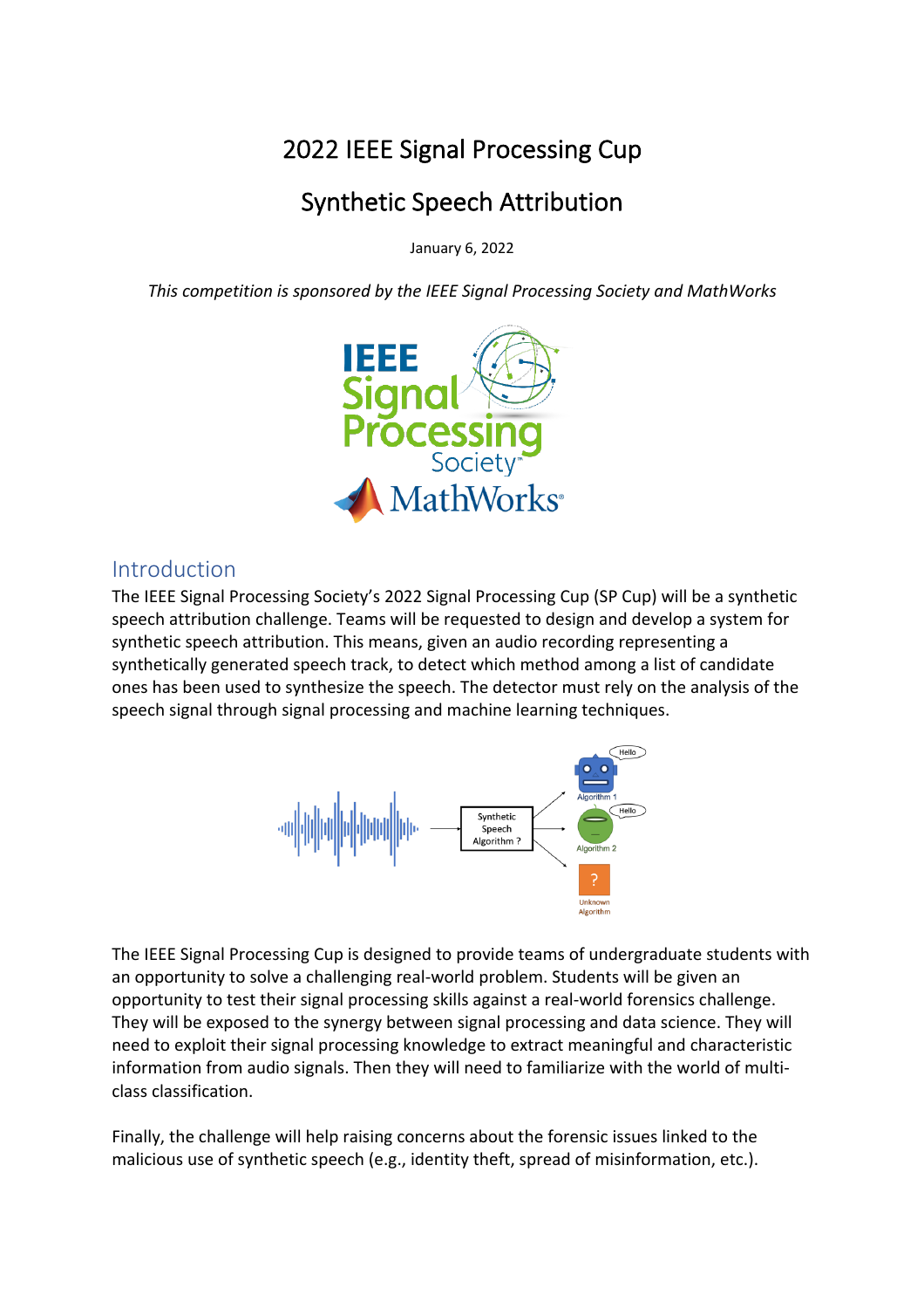# 2022 IEEE Signal Processing Cup

# Synthetic Speech Attribution

January 6, 2022

*This competition is sponsored by the IEEE Signal Processing Society and MathWorks*

## Introduction

The IEEE Signal Processing Society's 2022 Signal Processing Cup (SP Cup) will be a synthetic speech attribution challenge. Teams will be requested to design and develop a system for synthetic speech attribution. This means, given an audio recording representing a synthetically generated speech track, to detect which method among a list of candidate ones has been used to synthesize the speech. The detector must rely on the analysis of the speech signal through signal processing and machine learning techniques.

The IEEE Signal Processing Cup is designed to provide teams of undergraduate students with an opportunity to solve a challenging real-world problem. Students will be given an opportunity to test their signal processing skills against a real-world forensics challenge. They will be exposed to the synergy between signal processing and data science. They will need to exploit their signal processing knowledge to extract meaningful and characteristic information from audio signals. Then they will need to familiarize with the world of multi-class classification.

Finally, the challenge will help raising concerns about the forensic issues linked to the malicious use of synthetic speech (e.g., identity theft, spread of misinformation, etc.).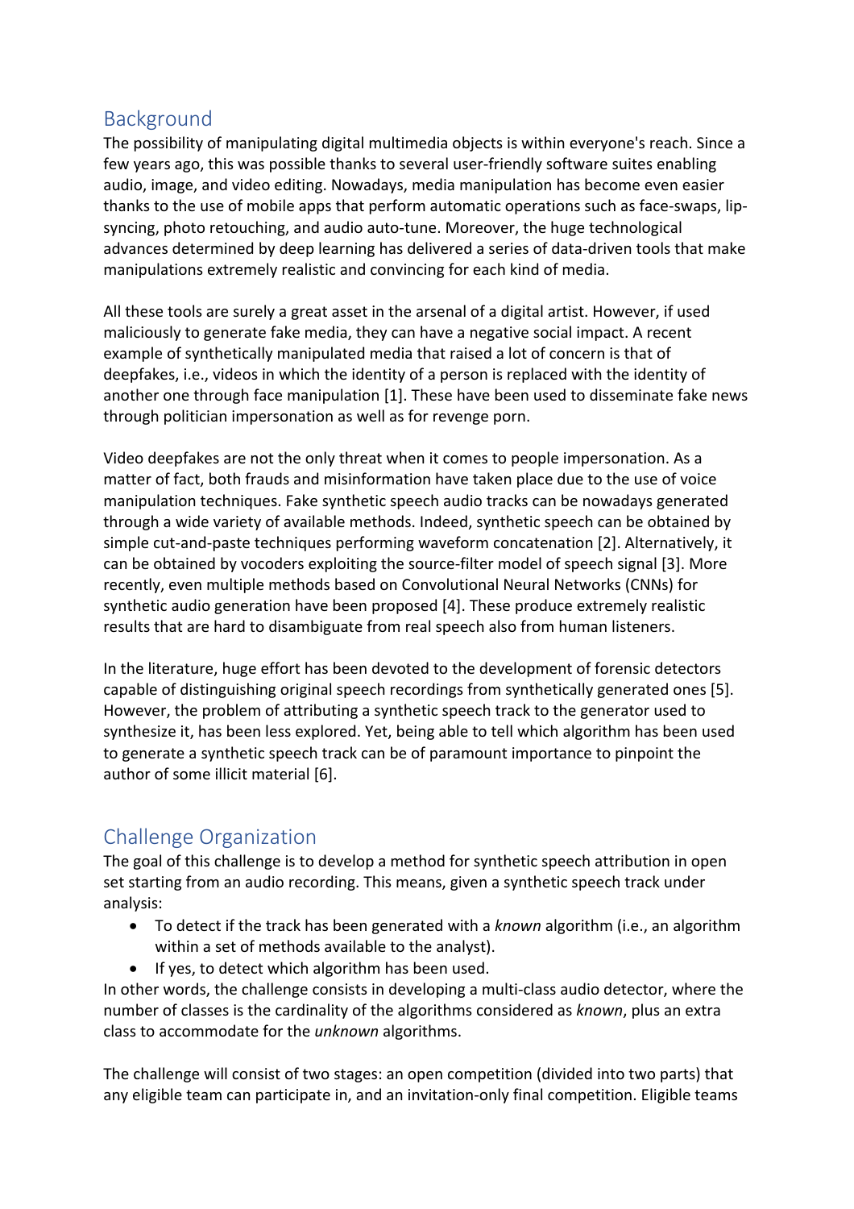## Background

The possibility of manipulating digital multimedia objects is within everyone's reach. Since a few years ago, this was possible thanks to several user-friendly software suites enabling audio, image, and video editing. Nowadays, media manipulation has become even easier thanks to the use of mobile apps that perform automatic operations such as face-swaps, lip-syncing, photo retouching, and audio auto-tune. Moreover, the huge technological advances determined by deep learning has delivered a series of data-driven tools that make manipulations extremely realistic and convincing for each kind of media.

All these tools are surely a great asset in the arsenal of a digital artist. However, if used maliciously to generate fake media, they can have a negative social impact. A recent example of synthetically manipulated media that raised a lot of concern is that of deepfakes, i.e., videos in which the identity of a person is replaced with the identity of another one through face manipulation [1]. These have been used to disseminate fake news through politician impersonation as well as for revenge porn.

Video deepfakes are not the only threat when it comes to people impersonation. As a matter of fact, both frauds and misinformation have taken place due to the use of voice manipulation techniques. Fake synthetic speech audio tracks can be nowadays generated through a wide variety of available methods. Indeed, synthetic speech can be obtained by simple cut-and-paste techniques performing waveform concatenation [2]. Alternatively, it can be obtained by vocoders exploiting the source-filter model of speech signal [3]. More recently, even multiple methods based on Convolutional Neural Networks (CNNs) for synthetic audio generation have been proposed [4]. These produce extremely realistic results that are hard to disambiguate from real speech also from human listeners.

In the literature, huge effort has been devoted to the development of forensic detectors capable of distinguishing original speech recordings from synthetically generated ones [5]. However, the problem of attributing a synthetic speech track to the generator used to synthesize it, has been less explored. Yet, being able to tell which algorithm has been used to generate a synthetic speech track can be of paramount importance to pinpoint the author of some illicit material [6].

## Challenge Organization

The goal of this challenge is to develop a method for synthetic speech attribution in open set starting from an audio recording. This means, given a synthetic speech track under analysis:

- To detect if the track has been generated with a *known* algorithm (i.e., an algorithm within a set of methods available to the analyst).
- If yes, to detect which algorithm has been used.

In other words, the challenge consists in developing a multi-class audio detector, where the number of classes is the cardinality of the algorithms considered as *known*, plus an extra class to accommodate for the *unknown* algorithms.

The challenge will consist of two stages: an open competition (divided into two parts) that any eligible team can participate in, and an invitation-only final competition. Eligible teams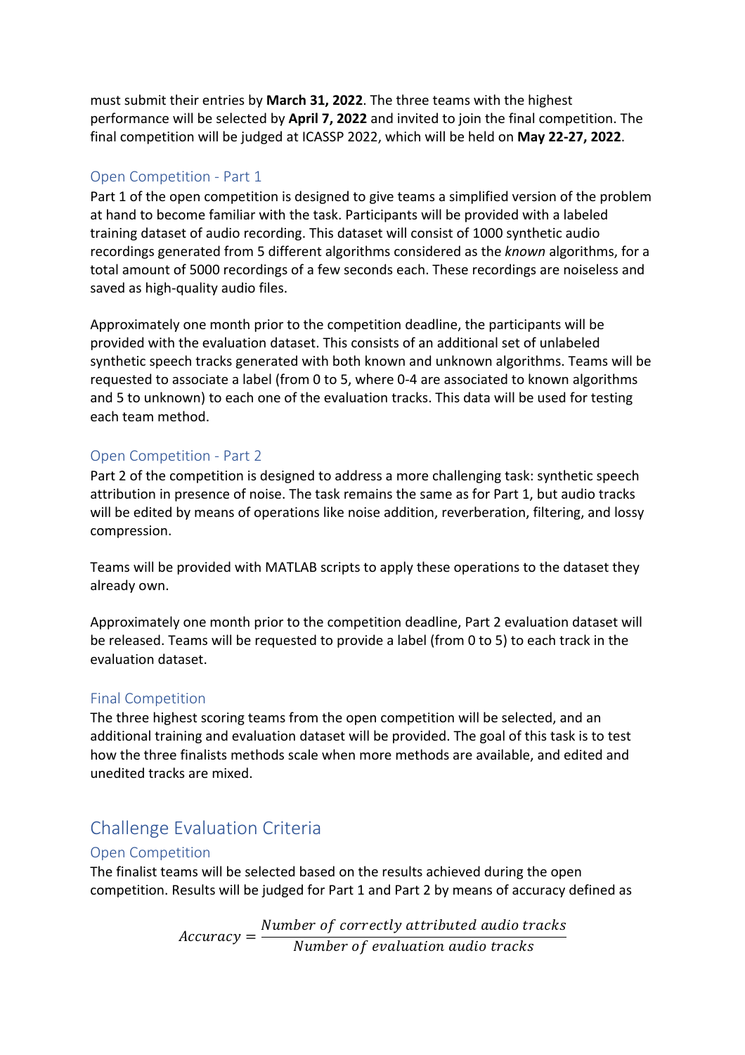must submit their entries by **March 31, 2022**. The three teams with the highest performance will be selected by **April 7, 2022** and invited to join the final competition. The final competition will be judged at ICASSP 2022, which will be held on **May 22-27, 2022**.

### Open Competition - Part 1

Part 1 of the open competition is designed to give teams a simplified version of the problem at hand to become familiar with the task. Participants will be provided with a labeled training dataset of audio recording. This dataset will consist of 1000 synthetic audio recordings generated from 5 different algorithms considered as the *known* algorithms, for a total amount of 5000 recordings of a few seconds each. These recordings are noiseless and saved as high-quality audio files.

Approximately one month prior to the competition deadline, the participants will be provided with the evaluation dataset. This consists of an additional set of unlabeled synthetic speech tracks generated with both known and unknown algorithms. Teams will be requested to associate a label (from 0 to 5, where 0-4 are associated to known algorithms and 5 to unknown) to each one of the evaluation tracks. This data will be used for testing each team method.

### Open Competition - Part 2

Part 2 of the competition is designed to address a more challenging task: synthetic speech attribution in presence of noise. The task remains the same as for Part 1, but audio tracks will be edited by means of operations like noise addition, reverberation, filtering, and lossy compression.

Teams will be provided with MATLAB scripts to apply these operations to the dataset they already own.

Approximately one month prior to the competition deadline, Part 2 evaluation dataset will be released. Teams will be requested to provide a label (from 0 to 5) to each track in the evaluation dataset.

### Final Competition

The three highest scoring teams from the open competition will be selected, and an additional training and evaluation dataset will be provided. The goal of this task is to test how the three finalists methods scale when more methods are available, and edited and unedited tracks are mixed.

## Challenge Evaluation Criteria

### Open Competition

The finalist teams will be selected based on the results achieved during the open competition. Results will be judged for Part 1 and Part 2 by means of accuracy defined as

$$Accuracy = \frac{Number\ of\ correctly\ attributed\ audio\ tracks}{Number\ of\ evaluation\ audio\ tracks}$$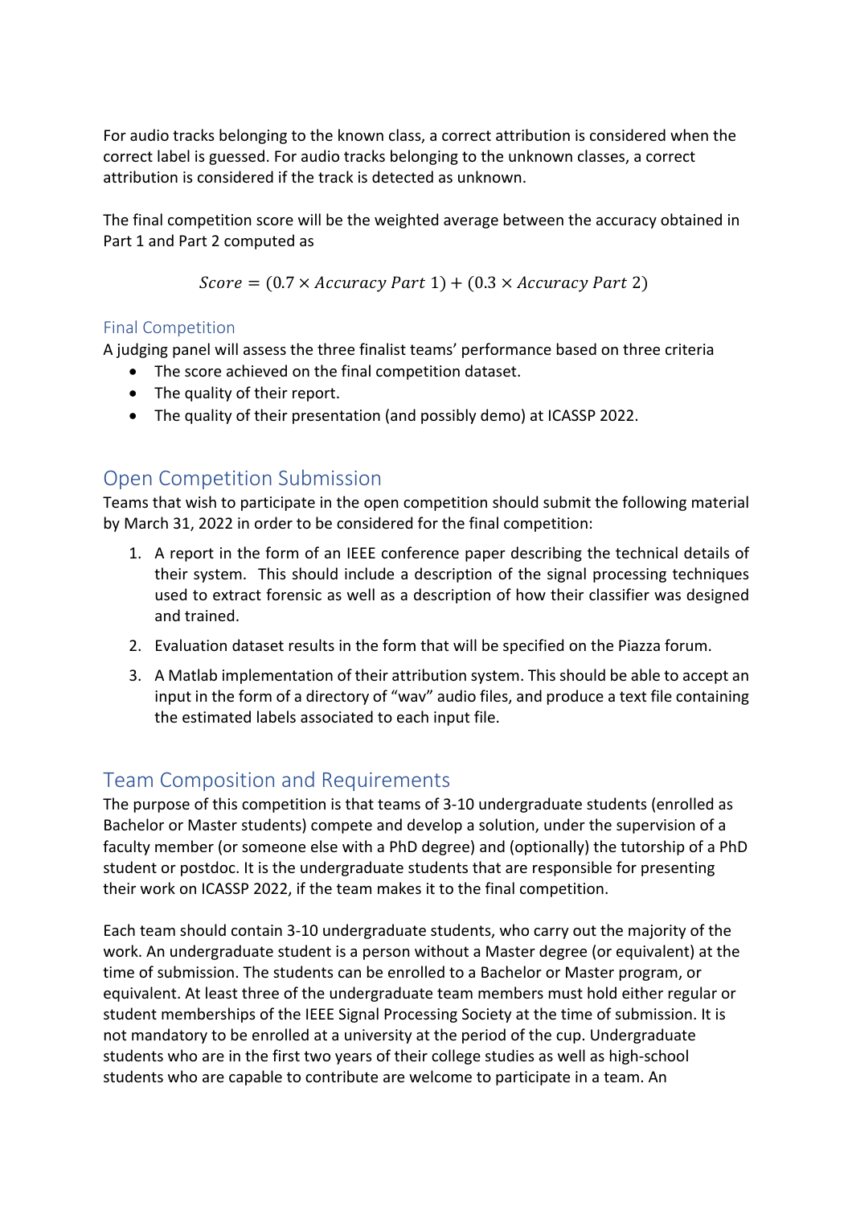For audio tracks belonging to the known class, a correct attribution is considered when the correct label is guessed. For audio tracks belonging to the unknown classes, a correct attribution is considered if the track is detected as unknown.

The final competition score will be the weighted average between the accuracy obtained in Part 1 and Part 2 computed as

$$Score = (0.7 \times Accuracy\ Part\ 1) + (0.3 \times Accuracy\ Part\ 2)$$

### Final Competition

A judging panel will assess the three finalist teams' performance based on three criteria

- The score achieved on the final competition dataset.
- The quality of their report.
- The quality of their presentation (and possibly demo) at ICASSP 2022.

## Open Competition Submission

Teams that wish to participate in the open competition should submit the following material by March 31, 2022 in order to be considered for the final competition:

1. A report in the form of an IEEE conference paper describing the technical details of their system. This should include a description of the signal processing techniques used to extract forensic as well as a description of how their classifier was designed and trained.
2. Evaluation dataset results in the form that will be specified on the Piazza forum.
3. A Matlab implementation of their attribution system. This should be able to accept an input in the form of a directory of "wav" audio files, and produce a text file containing the estimated labels associated to each input file.

## Team Composition and Requirements

The purpose of this competition is that teams of 3-10 undergraduate students (enrolled as Bachelor or Master students) compete and develop a solution, under the supervision of a faculty member (or someone else with a PhD degree) and (optionally) the tutorship of a PhD student or postdoc. It is the undergraduate students that are responsible for presenting their work on ICASSP 2022, if the team makes it to the final competition.

Each team should contain 3-10 undergraduate students, who carry out the majority of the work. An undergraduate student is a person without a Master degree (or equivalent) at the time of submission. The students can be enrolled to a Bachelor or Master program, or equivalent. At least three of the undergraduate team members must hold either regular or student memberships of the IEEE Signal Processing Society at the time of submission. It is not mandatory to be enrolled at a university at the period of the cup. Undergraduate students who are in the first two years of their college studies as well as high-school students who are capable to contribute are welcome to participate in a team. An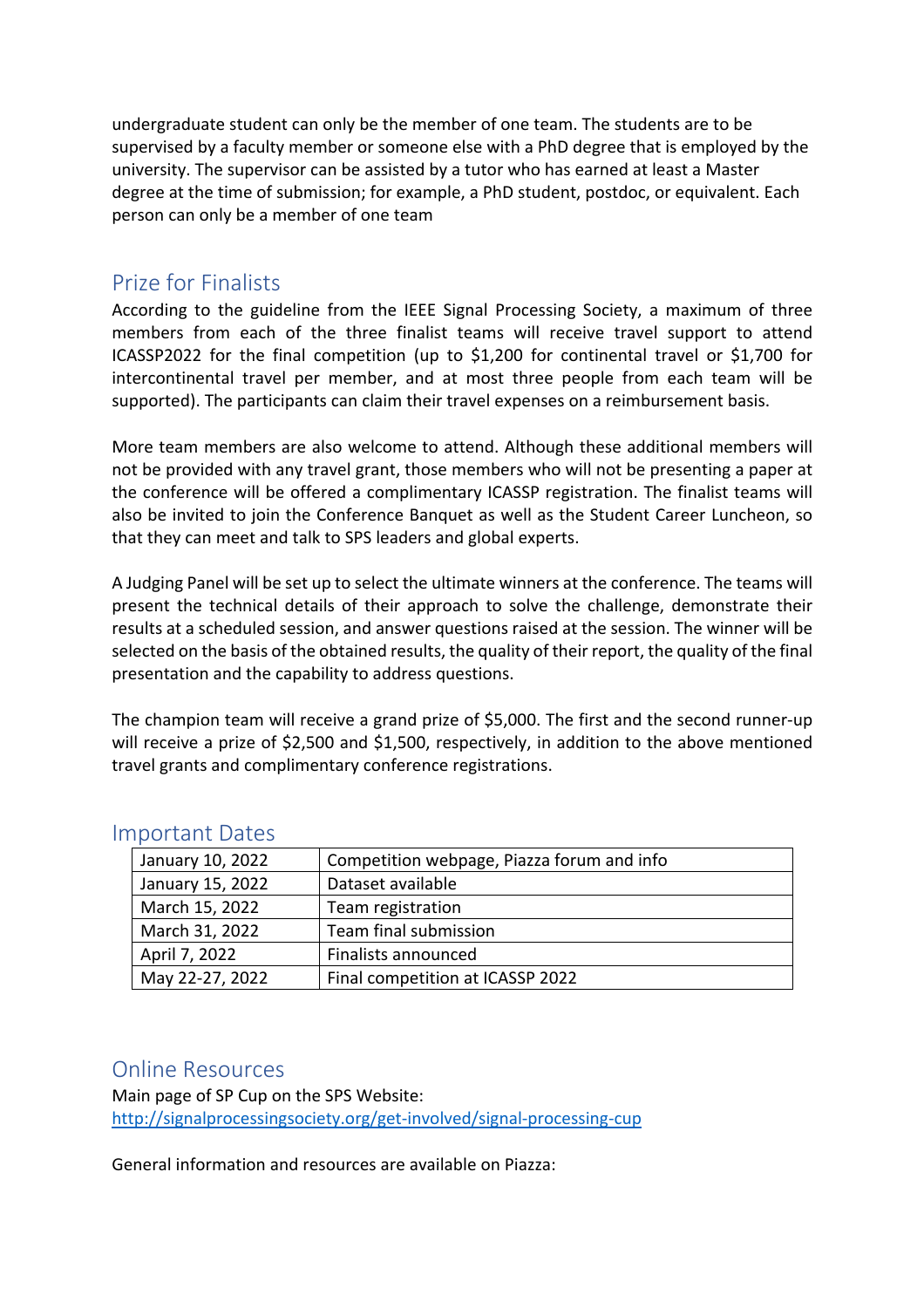undergraduate student can only be the member of one team. The students are to be supervised by a faculty member or someone else with a PhD degree that is employed by the university. The supervisor can be assisted by a tutor who has earned at least a Master degree at the time of submission; for example, a PhD student, postdoc, or equivalent. Each person can only be a member of one team

## Prize for Finalists

According to the guideline from the IEEE Signal Processing Society, a maximum of three members from each of the three finalist teams will receive travel support to attend ICASSP2022 for the final competition (up to $1,200 for continental travel or $1,700 for intercontinental travel per member, and at most three people from each team will be supported). The participants can claim their travel expenses on a reimbursement basis.

More team members are also welcome to attend. Although these additional members will not be provided with any travel grant, those members who will not be presenting a paper at the conference will be offered a complimentary ICASSP registration. The finalist teams will also be invited to join the Conference Banquet as well as the Student Career Luncheon, so that they can meet and talk to SPS leaders and global experts.

A Judging Panel will be set up to select the ultimate winners at the conference. The teams will present the technical details of their approach to solve the challenge, demonstrate their results at a scheduled session, and answer questions raised at the session. The winner will be selected on the basis of the obtained results, the quality of their report, the quality of the final presentation and the capability to address questions.

The champion team will receive a grand prize of $5,000. The first and the second runner-up will receive a prize of $2,500 and $1,500, respectively, in addition to the above mentioned travel grants and complimentary conference registrations.

## Important Dates

| Date | Event |
|---|---|
| January 10, 2022 | Competition webpage, Piazza forum and info |
| January 15, 2022 | Dataset available |
| March 15, 2022 | Team registration |
| March 31, 2022 | Team final submission |
| April 7, 2022 | Finalists announced |
| May 22-27, 2022 | Final competition at ICASSP 2022 |

## Online Resources

Main page of SP Cup on the SPS Website:
[http://signalprocessingsociety.org/get-involved/signal-processing-cup](http://signalprocessingsociety.org/get-involved/signal-processing-cup)

General information and resources are available on Piazza: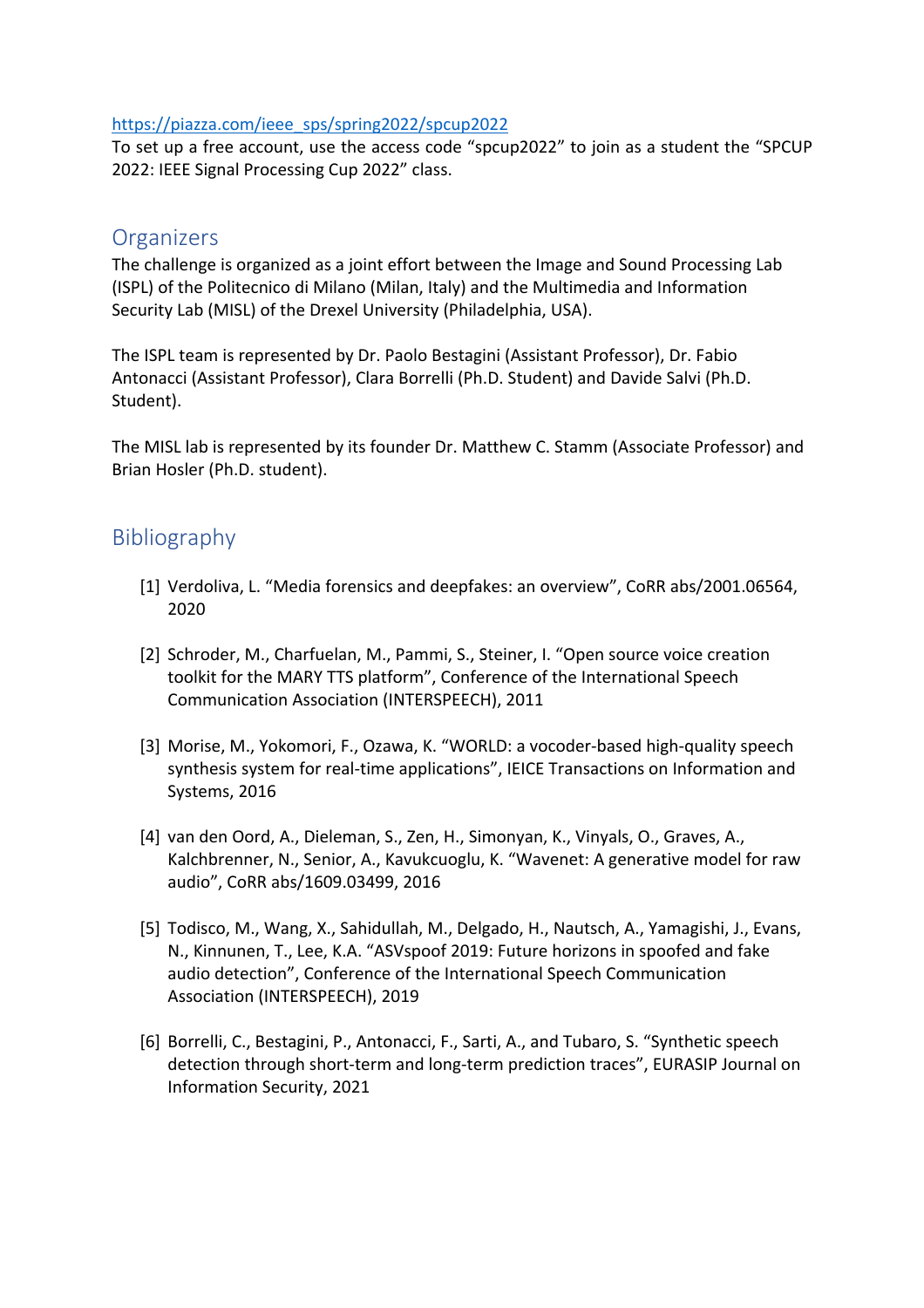https://piazza.com/ieee_sps/spring2022/spcup2022
To set up a free account, use the access code "spcup2022" to join as a student the "SPCUP 2022: IEEE Signal Processing Cup 2022" class.

## Organizers

The challenge is organized as a joint effort between the Image and Sound Processing Lab (ISPL) of the Politecnico di Milano (Milan, Italy) and the Multimedia and Information Security Lab (MISL) of the Drexel University (Philadelphia, USA).

The ISPL team is represented by Dr. Paolo Bestagini (Assistant Professor), Dr. Fabio Antonacci (Assistant Professor), Clara Borrelli (Ph.D. Student) and Davide Salvi (Ph.D. Student).

The MISL lab is represented by its founder Dr. Matthew C. Stamm (Associate Professor) and Brian Hosler (Ph.D. student).

## Bibliography

[1] Verdoliva, L. "Media forensics and deepfakes: an overview", CoRR abs/2001.06564, 2020

[2] Schroder, M., Charfuelan, M., Pammi, S., Steiner, I. "Open source voice creation toolkit for the MARY TTS platform", Conference of the International Speech Communication Association (INTERSPEECH), 2011

[3] Morise, M., Yokomori, F., Ozawa, K. "WORLD: a vocoder-based high-quality speech synthesis system for real-time applications", IEICE Transactions on Information and Systems, 2016

[4] van den Oord, A., Dieleman, S., Zen, H., Simonyan, K., Vinyals, O., Graves, A., Kalchbrenner, N., Senior, A., Kavukcuoglu, K. "Wavenet: A generative model for raw audio", CoRR abs/1609.03499, 2016

[5] Todisco, M., Wang, X., Sahidullah, M., Delgado, H., Nautsch, A., Yamagishi, J., Evans, N., Kinnunen, T., Lee, K.A. "ASVspoof 2019: Future horizons in spoofed and fake audio detection", Conference of the International Speech Communication Association (INTERSPEECH), 2019

[6] Borrelli, C., Bestagini, P., Antonacci, F., Sarti, A., and Tubaro, S. "Synthetic speech detection through short-term and long-term prediction traces", EURASIP Journal on Information Security, 2021